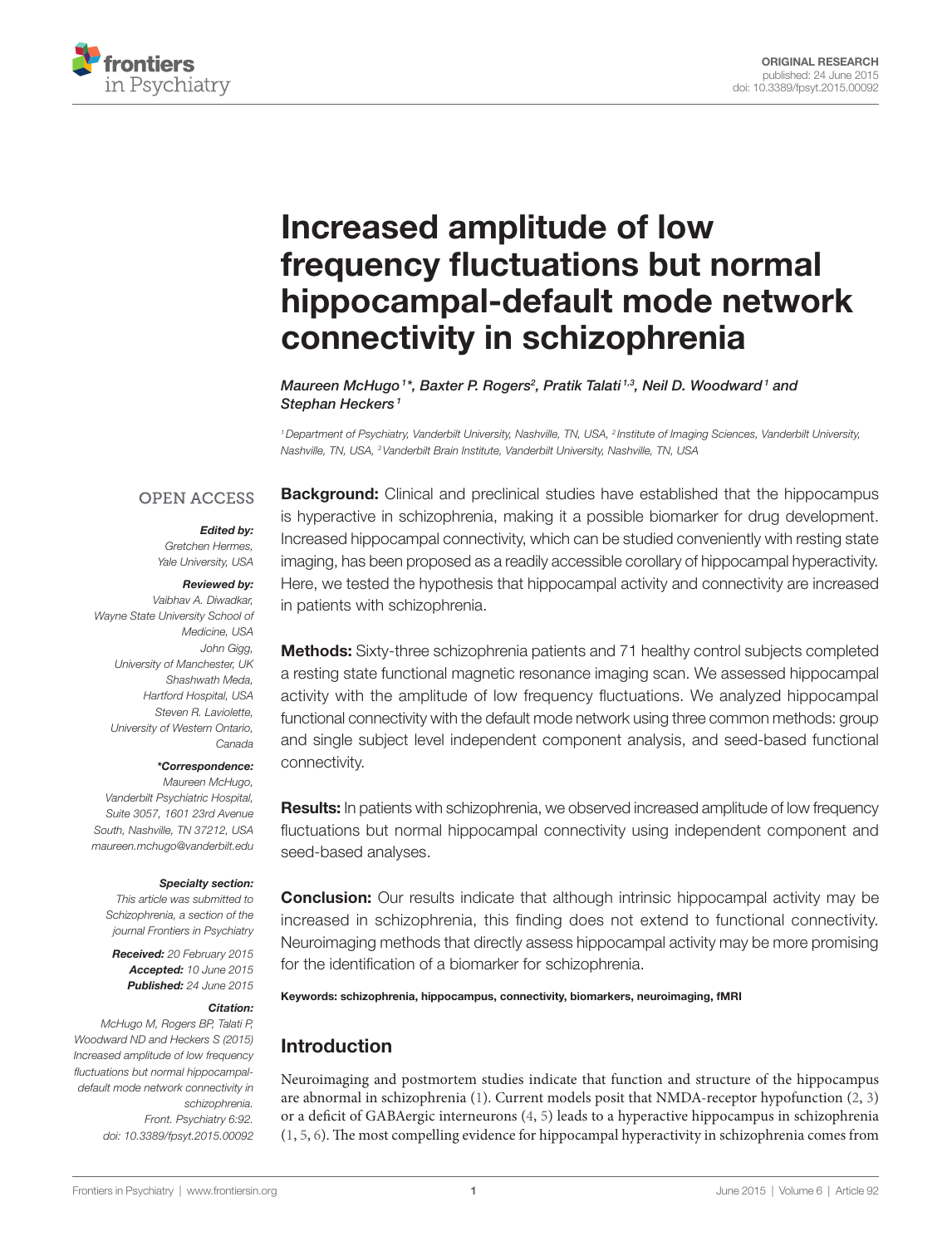ORIGINAL RESEARCH
published: 24 June 2015
doi: 10.3389/fpsyt.2015.00092

# Increased amplitude of low frequency fluctuations but normal hippocampal-default mode network connectivity in schizophrenia

*Maureen McHugo[1]*, Baxter P. Rogers[2], Pratik Talati[1,3], Neil D. Woodward[1] and Stephan Heckers[1]*

[1] Department of Psychiatry, Vanderbilt University, Nashville, TN, USA, [2] Institute of Imaging Sciences, Vanderbilt University, Nashville, TN, USA, [3] Vanderbilt Brain Institute, Vanderbilt University, Nashville, TN, USA

OPEN ACCESS

***Edited by:***
*Gretchen Hermes, Yale University, USA*

***Reviewed by:***
*Vaibhav A. Diwadkar, Wayne State University School of Medicine, USA*
*John Gigg, University of Manchester, UK*
*Shashwath Meda, Hartford Hospital, USA*
*Steven R. Laviolette, University of Western Ontario, Canada*

***\*Correspondence:***
*Maureen McHugo, Vanderbilt Psychiatric Hospital, Suite 3057, 1601 23rd Avenue South, Nashville, TN 37212, USA*
*maureen.mchugo@vanderbilt.edu*

***Specialty section:***
*This article was submitted to Schizophrenia, a section of the journal Frontiers in Psychiatry*

***Received:*** *20 February 2015*
***Accepted:*** *10 June 2015*
***Published:*** *24 June 2015*

***Citation:***
*McHugo M, Rogers BP, Talati P, Woodward ND and Heckers S (2015) Increased amplitude of low frequency fluctuations but normal hippocampal-default mode network connectivity in schizophrenia. Front. Psychiatry 6:92. doi: 10.3389/fpsyt.2015.00092*

**Background:** Clinical and preclinical studies have established that the hippocampus is hyperactive in schizophrenia, making it a possible biomarker for drug development. Increased hippocampal connectivity, which can be studied conveniently with resting state imaging, has been proposed as a readily accessible corollary of hippocampal hyperactivity. Here, we tested the hypothesis that hippocampal activity and connectivity are increased in patients with schizophrenia.

**Methods:** Sixty-three schizophrenia patients and 71 healthy control subjects completed a resting state functional magnetic resonance imaging scan. We assessed hippocampal activity with the amplitude of low frequency fluctuations. We analyzed hippocampal functional connectivity with the default mode network using three common methods: group and single subject level independent component analysis, and seed-based functional connectivity.

**Results:** In patients with schizophrenia, we observed increased amplitude of low frequency fluctuations but normal hippocampal connectivity using independent component and seed-based analyses.

**Conclusion:** Our results indicate that although intrinsic hippocampal activity may be increased in schizophrenia, this finding does not extend to functional connectivity. Neuroimaging methods that directly assess hippocampal activity may be more promising for the identification of a biomarker for schizophrenia.

**Keywords: schizophrenia, hippocampus, connectivity, biomarkers, neuroimaging, fMRI**

## Introduction

Neuroimaging and postmortem studies indicate that function and structure of the hippocampus are abnormal in schizophrenia (1). Current models posit that NMDA-receptor hypofunction (2, 3) or a deficit of GABAergic interneurons (4, 5) leads to a hyperactive hippocampus in schizophrenia (1, 5, 6). The most compelling evidence for hippocampal hyperactivity in schizophrenia comes from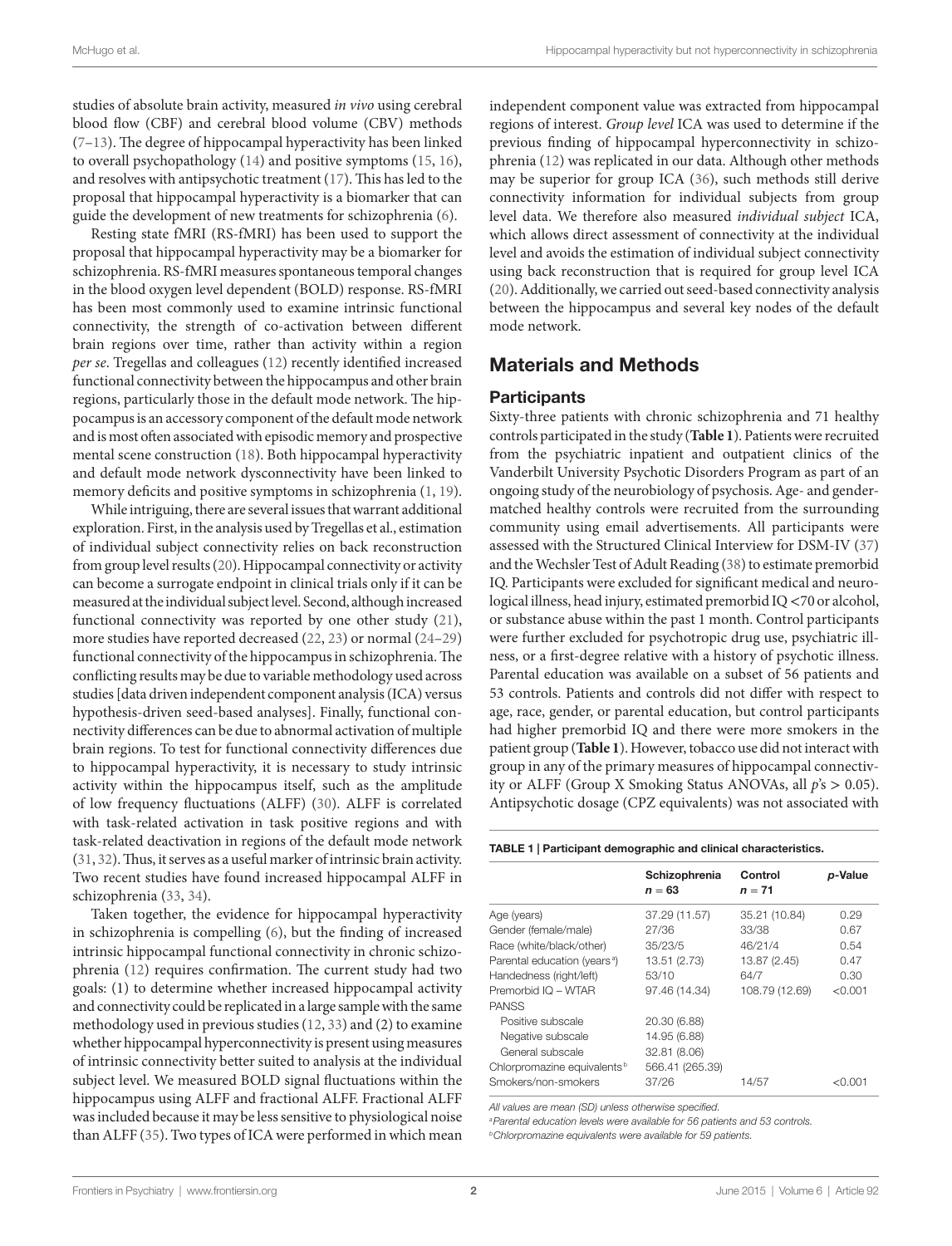studies of absolute brain activity, measured *in vivo* using cerebral blood flow (CBF) and cerebral blood volume (CBV) methods (7–13). The degree of hippocampal hyperactivity has been linked to overall psychopathology (14) and positive symptoms (15, 16), and resolves with antipsychotic treatment (17). This has led to the proposal that hippocampal hyperactivity is a biomarker that can guide the development of new treatments for schizophrenia (6).

Resting state fMRI (RS-fMRI) has been used to support the proposal that hippocampal hyperactivity may be a biomarker for schizophrenia. RS-fMRI measures spontaneous temporal changes in the blood oxygen level dependent (BOLD) response. RS-fMRI has been most commonly used to examine intrinsic functional connectivity, the strength of co-activation between different brain regions over time, rather than activity within a region *per se*. Tregellas and colleagues (12) recently identified increased functional connectivity between the hippocampus and other brain regions, particularly those in the default mode network. The hippocampus is an accessory component of the default mode network and is most often associated with episodic memory and prospective mental scene construction (18). Both hippocampal hyperactivity and default mode network dysconnectivity have been linked to memory deficits and positive symptoms in schizophrenia (1, 19).

While intriguing, there are several issues that warrant additional exploration. First, in the analysis used by Tregellas et al., estimation of individual subject connectivity relies on back reconstruction from group level results (20). Hippocampal connectivity or activity can become a surrogate endpoint in clinical trials only if it can be measured at the individual subject level. Second, although increased functional connectivity was reported by one other study (21), more studies have reported decreased (22, 23) or normal (24–29) functional connectivity of the hippocampus in schizophrenia. The conflicting results may be due to variable methodology used across studies [data driven independent component analysis (ICA) versus hypothesis-driven seed-based analyses]. Finally, functional connectivity differences can be due to abnormal activation of multiple brain regions. To test for functional connectivity differences due to hippocampal hyperactivity, it is necessary to study intrinsic activity within the hippocampus itself, such as the amplitude of low frequency fluctuations (ALFF) (30). ALFF is correlated with task-related activation in task positive regions and with task-related deactivation in regions of the default mode network (31, 32). Thus, it serves as a useful marker of intrinsic brain activity. Two recent studies have found increased hippocampal ALFF in schizophrenia (33, 34).

Taken together, the evidence for hippocampal hyperactivity in schizophrenia is compelling (6), but the finding of increased intrinsic hippocampal functional connectivity in chronic schizophrenia (12) requires confirmation. The current study had two goals: (1) to determine whether increased hippocampal activity and connectivity could be replicated in a large sample with the same methodology used in previous studies (12, 33) and (2) to examine whether hippocampal hyperconnectivity is present using measures of intrinsic connectivity better suited to analysis at the individual subject level. We measured BOLD signal fluctuations within the hippocampus using ALFF and fractional ALFF. Fractional ALFF was included because it may be less sensitive to physiological noise than ALFF (35). Two types of ICA were performed in which mean independent component value was extracted from hippocampal regions of interest. *Group level* ICA was used to determine if the previous finding of hippocampal hyperconnectivity in schizophrenia (12) was replicated in our data. Although other methods may be superior for group ICA (36), such methods still derive connectivity information for individual subjects from group level data. We therefore also measured *individual subject* ICA, which allows direct assessment of connectivity at the individual level and avoids the estimation of individual subject connectivity using back reconstruction that is required for group level ICA (20). Additionally, we carried out seed-based connectivity analysis between the hippocampus and several key nodes of the default mode network.

## Materials and Methods

### Participants

Sixty-three patients with chronic schizophrenia and 71 healthy controls participated in the study (**Table 1**). Patients were recruited from the psychiatric inpatient and outpatient clinics of the Vanderbilt University Psychotic Disorders Program as part of an ongoing study of the neurobiology of psychosis. Age- and gender-matched healthy controls were recruited from the surrounding community using email advertisements. All participants were assessed with the Structured Clinical Interview for DSM-IV (37) and the Wechsler Test of Adult Reading (38) to estimate premorbid IQ. Participants were excluded for significant medical and neurological illness, head injury, estimated premorbid IQ <70 or alcohol, or substance abuse within the past 1 month. Control participants were further excluded for psychotropic drug use, psychiatric illness, or a first-degree relative with a history of psychotic illness. Parental education was available on a subset of 56 patients and 53 controls. Patients and controls did not differ with respect to age, race, gender, or parental education, but control participants had higher premorbid IQ and there were more smokers in the patient group (**Table 1**). However, tobacco use did not interact with group in any of the primary measures of hippocampal connectivity or ALFF (Group X Smoking Status ANOVAs, all $p$'s > 0.05). Antipsychotic dosage (CPZ equivalents) was not associated with

**TABLE 1 | Participant demographic and clinical characteristics.**

| | Schizophrenia $n = 63$ | Control $n = 71$ | *p*-Value |
|---|---|---|---|
| Age (years) | 37.29 (11.57) | 35.21 (10.84) | 0.29 |
| Gender (female/male) | 27/36 | 33/38 | 0.67 |
| Race (white/black/other) | 35/23/5 | 46/21/4 | 0.54 |
| Parental education (years[a]) | 13.51 (2.73) | 13.87 (2.45) | 0.47 |
| Handedness (right/left) | 53/10 | 64/7 | 0.30 |
| Premorbid IQ – WTAR | 97.46 (14.34) | 108.79 (12.69) | <0.001 |
| PANSS | | | |
| Positive subscale | 20.30 (6.88) | | |
| Negative subscale | 14.95 (6.88) | | |
| General subscale | 32.81 (8.06) | | |
| Chlorpromazine equivalents[b] | 566.41 (265.39) | | |
| Smokers/non-smokers | 37/26 | 14/57 | <0.001 |

*All values are mean (SD) unless otherwise specified.*

[a]*Parental education levels were available for 56 patients and 53 controls.*

[b]*Chlorpromazine equivalents were available for 59 patients.*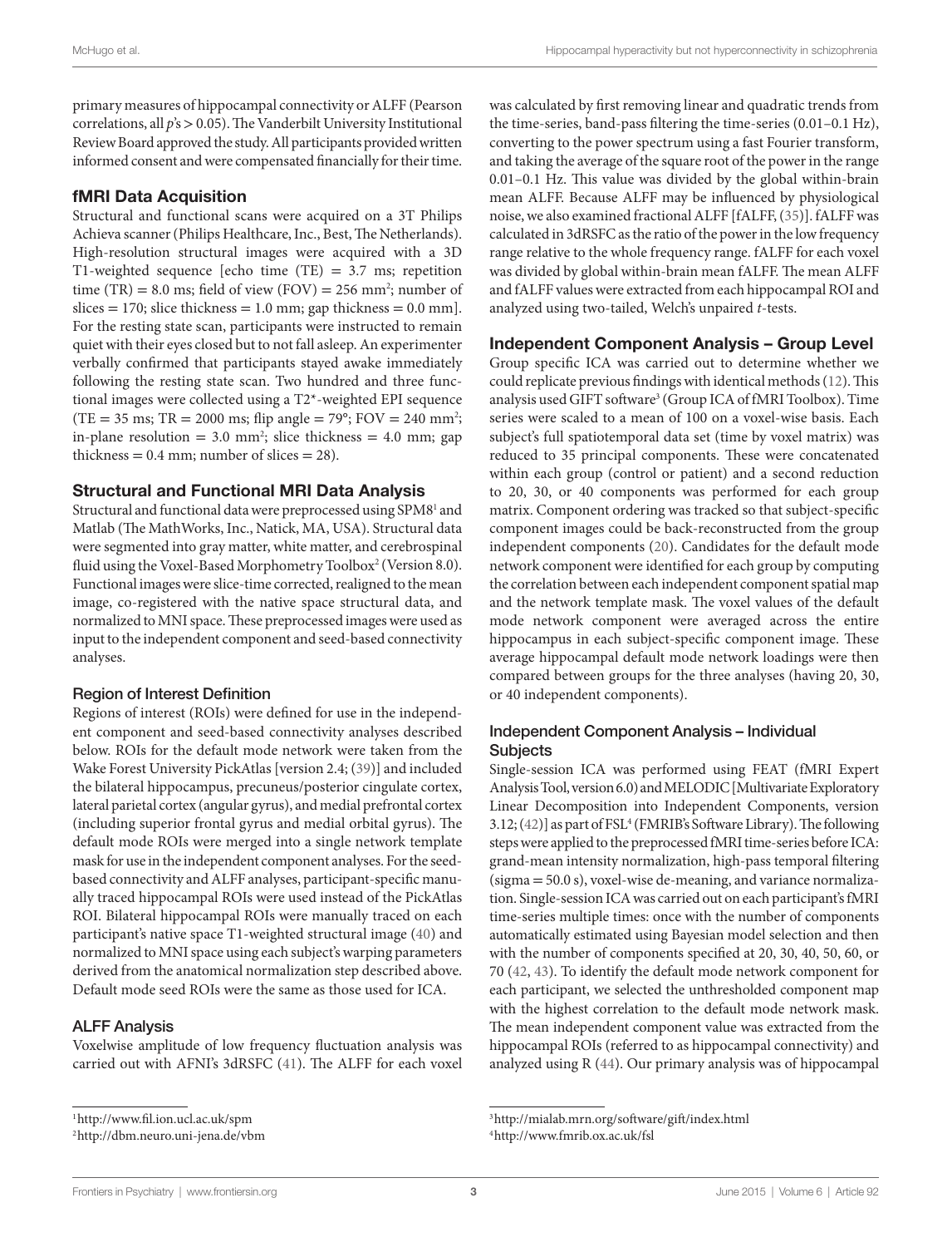primary measures of hippocampal connectivity or ALFF (Pearson correlations, all $p$'s > 0.05). The Vanderbilt University Institutional Review Board approved the study. All participants provided written informed consent and were compensated financially for their time.

## fMRI Data Acquisition

Structural and functional scans were acquired on a 3T Philips Achieva scanner (Philips Healthcare, Inc., Best, The Netherlands). High-resolution structural images were acquired with a 3D T1-weighted sequence [echo time (TE) = 3.7 ms; repetition time (TR) = 8.0 ms; field of view (FOV) = 256 mm$^2$; number of slices = 170; slice thickness = 1.0 mm; gap thickness = 0.0 mm]. For the resting state scan, participants were instructed to remain quiet with their eyes closed but to not fall asleep. An experimenter verbally confirmed that participants stayed awake immediately following the resting state scan. Two hundred and three functional images were collected using a T2*-weighted EPI sequence (TE = 35 ms; TR = 2000 ms; flip angle = 79°; FOV = 240 mm$^2$; in-plane resolution = 3.0 mm$^2$; slice thickness = 4.0 mm; gap thickness = 0.4 mm; number of slices = 28).

## Structural and Functional MRI Data Analysis

Structural and functional data were preprocessed using SPM8[1] and Matlab (The MathWorks, Inc., Natick, MA, USA). Structural data were segmented into gray matter, white matter, and cerebrospinal fluid using the Voxel-Based Morphometry Toolbox[2] (Version 8.0). Functional images were slice-time corrected, realigned to the mean image, co-registered with the native space structural data, and normalized to MNI space. These preprocessed images were used as input to the independent component and seed-based connectivity analyses.

### Region of Interest Definition

Regions of interest (ROIs) were defined for use in the independent component and seed-based connectivity analyses described below. ROIs for the default mode network were taken from the Wake Forest University PickAtlas [version 2.4; (39)] and included the bilateral hippocampus, precuneus/posterior cingulate cortex, lateral parietal cortex (angular gyrus), and medial prefrontal cortex (including superior frontal gyrus and medial orbital gyrus). The default mode ROIs were merged into a single network template mask for use in the independent component analyses. For the seed-based connectivity and ALFF analyses, participant-specific manually traced hippocampal ROIs were used instead of the PickAtlas ROI. Bilateral hippocampal ROIs were manually traced on each participant's native space T1-weighted structural image (40) and normalized to MNI space using each subject's warping parameters derived from the anatomical normalization step described above. Default mode seed ROIs were the same as those used for ICA.

### ALFF Analysis

Voxelwise amplitude of low frequency fluctuation analysis was carried out with AFNI's 3dRSFC (41). The ALFF for each voxel was calculated by first removing linear and quadratic trends from the time-series, band-pass filtering the time-series (0.01–0.1 Hz), converting to the power spectrum using a fast Fourier transform, and taking the average of the square root of the power in the range 0.01–0.1 Hz. This value was divided by the global within-brain mean ALFF. Because ALFF may be influenced by physiological noise, we also examined fractional ALFF [fALFF, (35)]. fALFF was calculated in 3dRSFC as the ratio of the power in the low frequency range relative to the whole frequency range. fALFF for each voxel was divided by global within-brain mean fALFF. The mean ALFF and fALFF values were extracted from each hippocampal ROI and analyzed using two-tailed, Welch's unpaired $t$-tests.

## Independent Component Analysis – Group Level

Group specific ICA was carried out to determine whether we could replicate previous findings with identical methods (12). This analysis used GIFT software[3] (Group ICA of fMRI Toolbox). Time series were scaled to a mean of 100 on a voxel-wise basis. Each subject's full spatiotemporal data set (time by voxel matrix) was reduced to 35 principal components. These were concatenated within each group (control or patient) and a second reduction to 20, 30, or 40 components was performed for each group matrix. Component ordering was tracked so that subject-specific component images could be back-reconstructed from the group independent components (20). Candidates for the default mode network component were identified for each group by computing the correlation between each independent component spatial map and the network template mask. The voxel values of the default mode network component were averaged across the entire hippocampus in each subject-specific component image. These average hippocampal default mode network loadings were then compared between groups for the three analyses (having 20, 30, or 40 independent components).

### Independent Component Analysis – Individual Subjects

Single-session ICA was performed using FEAT (fMRI Expert Analysis Tool, version 6.0) and MELODIC [Multivariate Exploratory Linear Decomposition into Independent Components, version 3.12; (42)] as part of FSL[4] (FMRIB's Software Library). The following steps were applied to the preprocessed fMRI time-series before ICA: grand-mean intensity normalization, high-pass temporal filtering (sigma = 50.0 s), voxel-wise de-meaning, and variance normalization. Single-session ICA was carried out on each participant's fMRI time-series multiple times: once with the number of components automatically estimated using Bayesian model selection and then with the number of components specified at 20, 30, 40, 50, 60, or 70 (42, 43). To identify the default mode network component for each participant, we selected the unthresholded component map with the highest correlation to the default mode network mask. The mean independent component value was extracted from the hippocampal ROIs (referred to as hippocampal connectivity) and analyzed using R (44). Our primary analysis was of hippocampal

[1] http://www.fil.ion.ucl.ac.uk/spm

[2] http://dbm.neuro.uni-jena.de/vbm

[3] http://mialab.mrn.org/software/gift/index.html

[4] http://www.fmrib.ox.ac.uk/fsl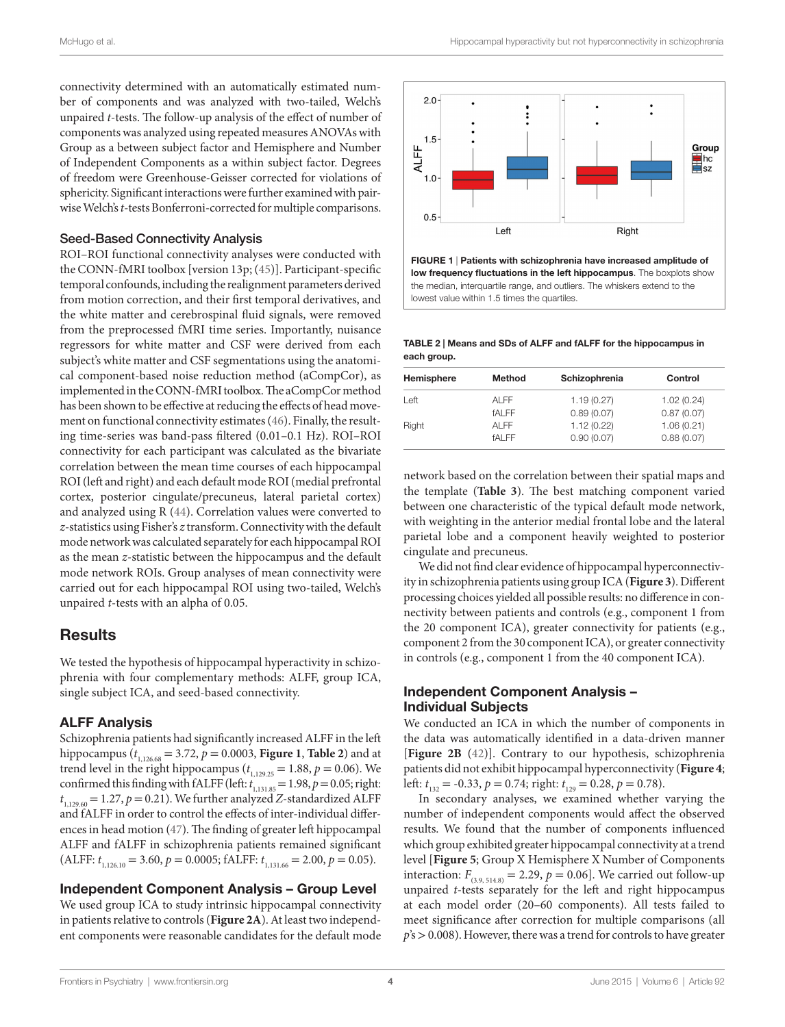connectivity determined with an automatically estimated number of components and was analyzed with two-tailed, Welch's unpaired *t*-tests. The follow-up analysis of the effect of number of components was analyzed using repeated measures ANOVAs with Group as a between subject factor and Hemisphere and Number of Independent Components as a within subject factor. Degrees of freedom were Greenhouse-Geisser corrected for violations of sphericity. Significant interactions were further examined with pairwise Welch's *t*-tests Bonferroni-corrected for multiple comparisons.

### Seed-Based Connectivity Analysis

ROI–ROI functional connectivity analyses were conducted with the CONN-fMRI toolbox [version 13p; (45)]. Participant-specific temporal confounds, including the realignment parameters derived from motion correction, and their first temporal derivatives, and the white matter and cerebrospinal fluid signals, were removed from the preprocessed fMRI time series. Importantly, nuisance regressors for white matter and CSF were derived from each subject's white matter and CSF segmentations using the anatomical component-based noise reduction method (aCompCor), as implemented in the CONN-fMRI toolbox. The aCompCor method has been shown to be effective at reducing the effects of head movement on functional connectivity estimates (46). Finally, the resulting time-series was band-pass filtered (0.01–0.1 Hz). ROI–ROI connectivity for each participant was calculated as the bivariate correlation between the mean time courses of each hippocampal ROI (left and right) and each default mode ROI (medial prefrontal cortex, posterior cingulate/precuneus, lateral parietal cortex) and analyzed using R (44). Correlation values were converted to *z*-statistics using Fisher's *z* transform. Connectivity with the default mode network was calculated separately for each hippocampal ROI as the mean *z*-statistic between the hippocampus and the default mode network ROIs. Group analyses of mean connectivity were carried out for each hippocampal ROI using two-tailed, Welch's unpaired *t*-tests with an alpha of 0.05.

## Results

We tested the hypothesis of hippocampal hyperactivity in schizophrenia with four complementary methods: ALFF, group ICA, single subject ICA, and seed-based connectivity.

### ALFF Analysis

Schizophrenia patients had significantly increased ALFF in the left hippocampus ($t_{1,126.68} = 3.72$, $p = 0.0003$, **Figure 1**, **Table 2**) and at trend level in the right hippocampus ($t_{1,129.25} = 1.88$, $p = 0.06$). We confirmed this finding with fALFF (left: $t_{1,131.85} = 1.98$, $p = 0.05$; right: $t_{1,129.60} = 1.27$, $p = 0.21$). We further analyzed *Z*-standardized ALFF and fALFF in order to control the effects of inter-individual differences in head motion (47). The finding of greater left hippocampal ALFF and fALFF in schizophrenia patients remained significant (ALFF: $t_{1,126.10} = 3.60$, $p = 0.0005$; fALFF: $t_{1,131.66} = 2.00$, $p = 0.05$).

### Independent Component Analysis – Group Level

We used group ICA to study intrinsic hippocampal connectivity in patients relative to controls (**Figure 2A**). At least two independent components were reasonable candidates for the default mode network based on the correlation between their spatial maps and the template (**Table 3**). The best matching component varied between one characteristic of the typical default mode network, with weighting in the anterior medial frontal lobe and the lateral parietal lobe and a component heavily weighted to posterior cingulate and precuneus.

We did not find clear evidence of hippocampal hyperconnectivity in schizophrenia patients using group ICA (**Figure 3**). Different processing choices yielded all possible results: no difference in connectivity between patients and controls (e.g., component 1 from the 20 component ICA), greater connectivity for patients (e.g., component 2 from the 30 component ICA), or greater connectivity in controls (e.g., component 1 from the 40 component ICA).

**FIGURE 1 | Patients with schizophrenia have increased amplitude of low frequency fluctuations in the left hippocampus.** The boxplots show the median, interquartile range, and outliers. The whiskers extend to the lowest value within 1.5 times the quartiles.

**TABLE 2 | Means and SDs of ALFF and fALFF for the hippocampus in each group.**

| Hemisphere | Method | Schizophrenia | Control |
|---|---|---|---|
| Left | ALFF | 1.19 (0.27) | 1.02 (0.24) |
| | fALFF | 0.89 (0.07) | 0.87 (0.07) |
| Right | ALFF | 1.12 (0.22) | 1.06 (0.21) |
| | fALFF | 0.90 (0.07) | 0.88 (0.07) |

### Independent Component Analysis – Individual Subjects

We conducted an ICA in which the number of components in the data was automatically identified in a data-driven manner [**Figure 2B** (42)]. Contrary to our hypothesis, schizophrenia patients did not exhibit hippocampal hyperconnectivity (**Figure 4**; left: $t_{132} = -0.33$, $p = 0.74$; right: $t_{129} = 0.28$, $p = 0.78$).

In secondary analyses, we examined whether varying the number of independent components would affect the observed results. We found that the number of components influenced which group exhibited greater hippocampal connectivity at a trend level [**Figure 5**; Group X Hemisphere X Number of Components interaction: $F_{(3.9,\ 514.8)} = 2.29$, $p = 0.06$]. We carried out follow-up unpaired *t*-tests separately for the left and right hippocampus at each model order (20–60 components). All tests failed to meet significance after correction for multiple comparisons (all $p$'s $> 0.008$). However, there was a trend for controls to have greater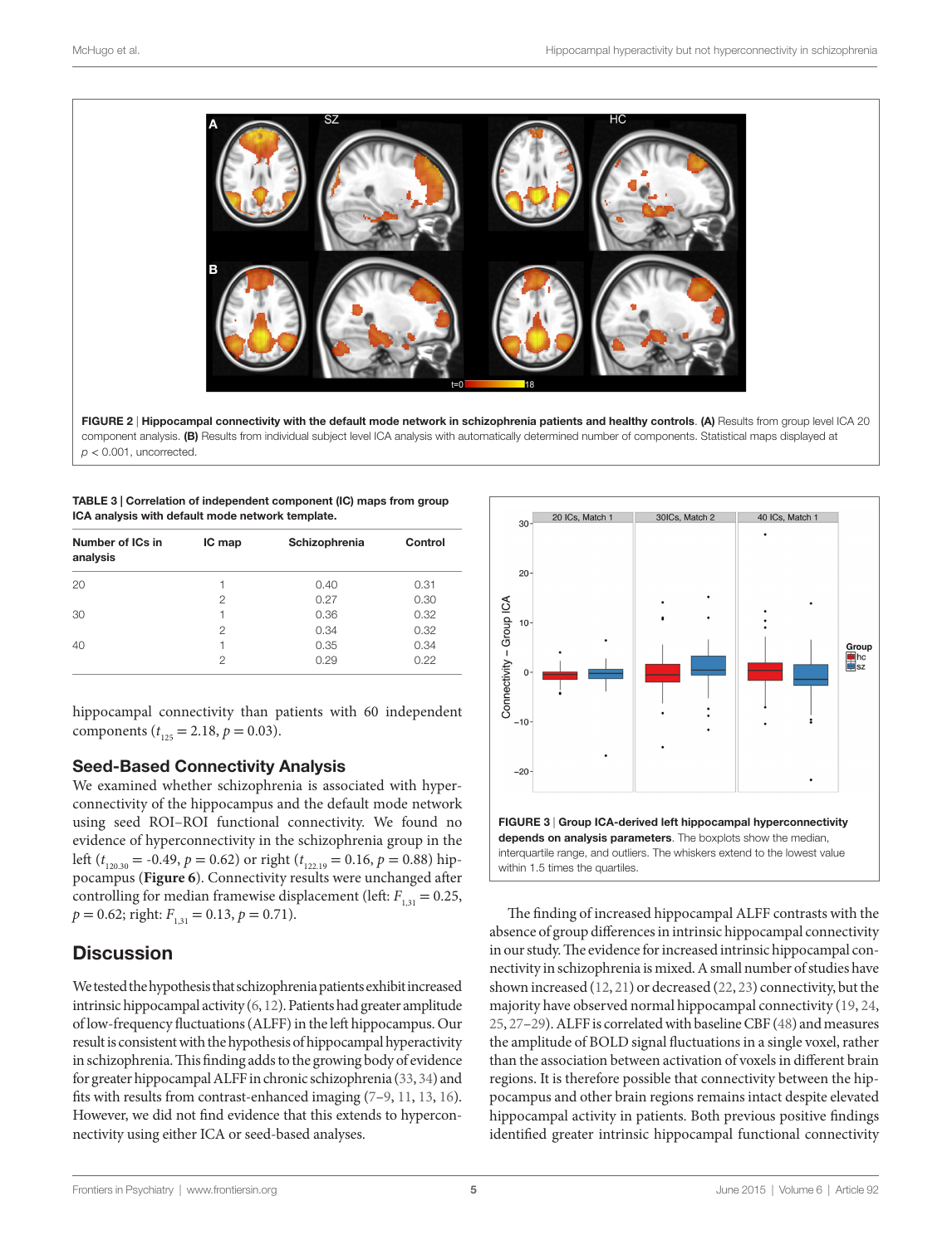FIGURE 2 | **Hippocampal connectivity with the default mode network in schizophrenia patients and healthy controls**. **(A)** Results from group level ICA 20 component analysis. **(B)** Results from individual subject level ICA analysis with automatically determined number of components. Statistical maps displayed at $p < 0.001$, uncorrected.

**TABLE 3 | Correlation of independent component (IC) maps from group ICA analysis with default mode network template.**

| Number of ICs in analysis | IC map | Schizophrenia | Control |
|---|---|---|---|
| 20 | 1 | 0.40 | 0.31 |
| | 2 | 0.27 | 0.30 |
| 30 | 1 | 0.36 | 0.32 |
| | 2 | 0.34 | 0.32 |
| 40 | 1 | 0.35 | 0.34 |
| | 2 | 0.29 | 0.22 |

hippocampal connectivity than patients with 60 independent components ($t_{125} = 2.18$, $p = 0.03$).

### Seed-Based Connectivity Analysis

We examined whether schizophrenia is associated with hyperconnectivity of the hippocampus and the default mode network using seed ROI–ROI functional connectivity. We found no evidence of hyperconnectivity in the schizophrenia group in the left ($t_{120.30} = -0.49$, $p = 0.62$) or right ($t_{122.19} = 0.16$, $p = 0.88$) hippocampus (**Figure 6**). Connectivity results were unchanged after controlling for median framewise displacement (left: $F_{1,31} = 0.25$, $p = 0.62$; right: $F_{1,31} = 0.13$, $p = 0.71$).

FIGURE 3 | **Group ICA-derived left hippocampal hyperconnectivity depends on analysis parameters**. The boxplots show the median, interquartile range, and outliers. The whiskers extend to the lowest value within 1.5 times the quartiles.

## Discussion

We tested the hypothesis that schizophrenia patients exhibit increased intrinsic hippocampal activity (6, 12). Patients had greater amplitude of low-frequency fluctuations (ALFF) in the left hippocampus. Our result is consistent with the hypothesis of hippocampal hyperactivity in schizophrenia. This finding adds to the growing body of evidence for greater hippocampal ALFF in chronic schizophrenia (33, 34) and fits with results from contrast-enhanced imaging (7–9, 11, 13, 16). However, we did not find evidence that this extends to hyperconnectivity using either ICA or seed-based analyses.

The finding of increased hippocampal ALFF contrasts with the absence of group differences in intrinsic hippocampal connectivity in our study. The evidence for increased intrinsic hippocampal connectivity in schizophrenia is mixed. A small number of studies have shown increased (12, 21) or decreased (22, 23) connectivity, but the majority have observed normal hippocampal connectivity (19, 24, 25, 27–29). ALFF is correlated with baseline CBF (48) and measures the amplitude of BOLD signal fluctuations in a single voxel, rather than the association between activation of voxels in different brain regions. It is therefore possible that connectivity between the hippocampus and other brain regions remains intact despite elevated hippocampal activity in patients. Both previous positive findings identified greater intrinsic hippocampal functional connectivity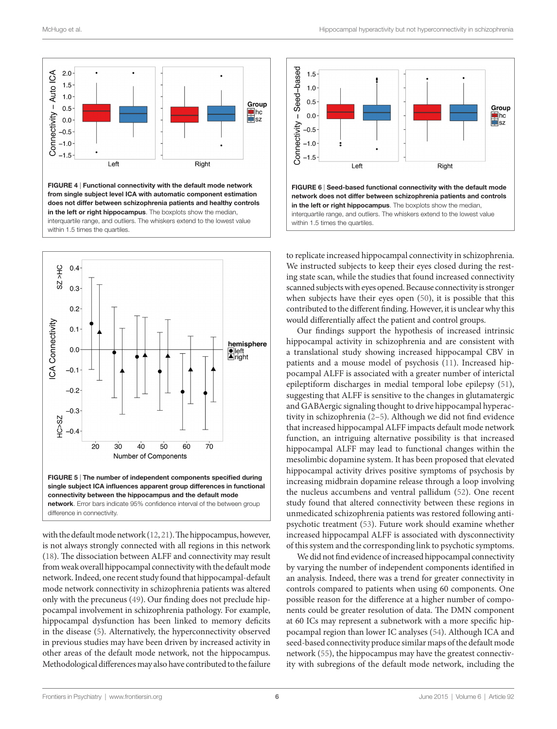**FIGURE 4 | Functional connectivity with the default mode network from single subject level ICA with automatic component estimation does not differ between schizophrenia patients and healthy controls in the left or right hippocampus**. The boxplots show the median, interquartile range, and outliers. The whiskers extend to the lowest value within 1.5 times the quartiles.

**FIGURE 5 | The number of independent components specified during single subject ICA influences apparent group differences in functional connectivity between the hippocampus and the default mode network**. Error bars indicate 95% confidence interval of the between group difference in connectivity.

**FIGURE 6 | Seed-based functional connectivity with the default mode network does not differ between schizophrenia patients and controls in the left or right hippocampus**. The boxplots show the median, interquartile range, and outliers. The whiskers extend to the lowest value within 1.5 times the quartiles.

with the default mode network (12, 21). The hippocampus, however, is not always strongly connected with all regions in this network (18). The dissociation between ALFF and connectivity may result from weak overall hippocampal connectivity with the default mode network. Indeed, one recent study found that hippocampal-default mode network connectivity in schizophrenia patients was altered only with the precuneus (49). Our finding does not preclude hippocampal involvement in schizophrenia pathology. For example, hippocampal dysfunction has been linked to memory deficits in the disease (5). Alternatively, the hyperconnectivity observed in previous studies may have been driven by increased activity in other areas of the default mode network, not the hippocampus. Methodological differences may also have contributed to the failure to replicate increased hippocampal connectivity in schizophrenia. We instructed subjects to keep their eyes closed during the resting state scan, while the studies that found increased connectivity scanned subjects with eyes opened. Because connectivity is stronger when subjects have their eyes open (50), it is possible that this contributed to the different finding. However, it is unclear why this would differentially affect the patient and control groups.

Our findings support the hypothesis of increased intrinsic hippocampal activity in schizophrenia and are consistent with a translational study showing increased hippocampal CBV in patients and a mouse model of psychosis (11). Increased hippocampal ALFF is associated with a greater number of interictal epileptiform discharges in medial temporal lobe epilepsy (51), suggesting that ALFF is sensitive to the changes in glutamatergic and GABAergic signaling thought to drive hippocampal hyperactivity in schizophrenia (2–5). Although we did not find evidence that increased hippocampal ALFF impacts default mode network function, an intriguing alternative possibility is that increased hippocampal ALFF may lead to functional changes within the mesolimbic dopamine system. It has been proposed that elevated hippocampal activity drives positive symptoms of psychosis by increasing midbrain dopamine release through a loop involving the nucleus accumbens and ventral pallidum (52). One recent study found that altered connectivity between these regions in unmedicated schizophrenia patients was restored following antipsychotic treatment (53). Future work should examine whether increased hippocampal ALFF is associated with dysconnectivity of this system and the corresponding link to psychotic symptoms.

We did not find evidence of increased hippocampal connectivity by varying the number of independent components identified in an analysis. Indeed, there was a trend for greater connectivity in controls compared to patients when using 60 components. One possible reason for the difference at a higher number of components could be greater resolution of data. The DMN component at 60 ICs may represent a subnetwork with a more specific hippocampal region than lower IC analyses (54). Although ICA and seed-based connectivity produce similar maps of the default mode network (55), the hippocampus may have the greatest connectivity with subregions of the default mode network, including the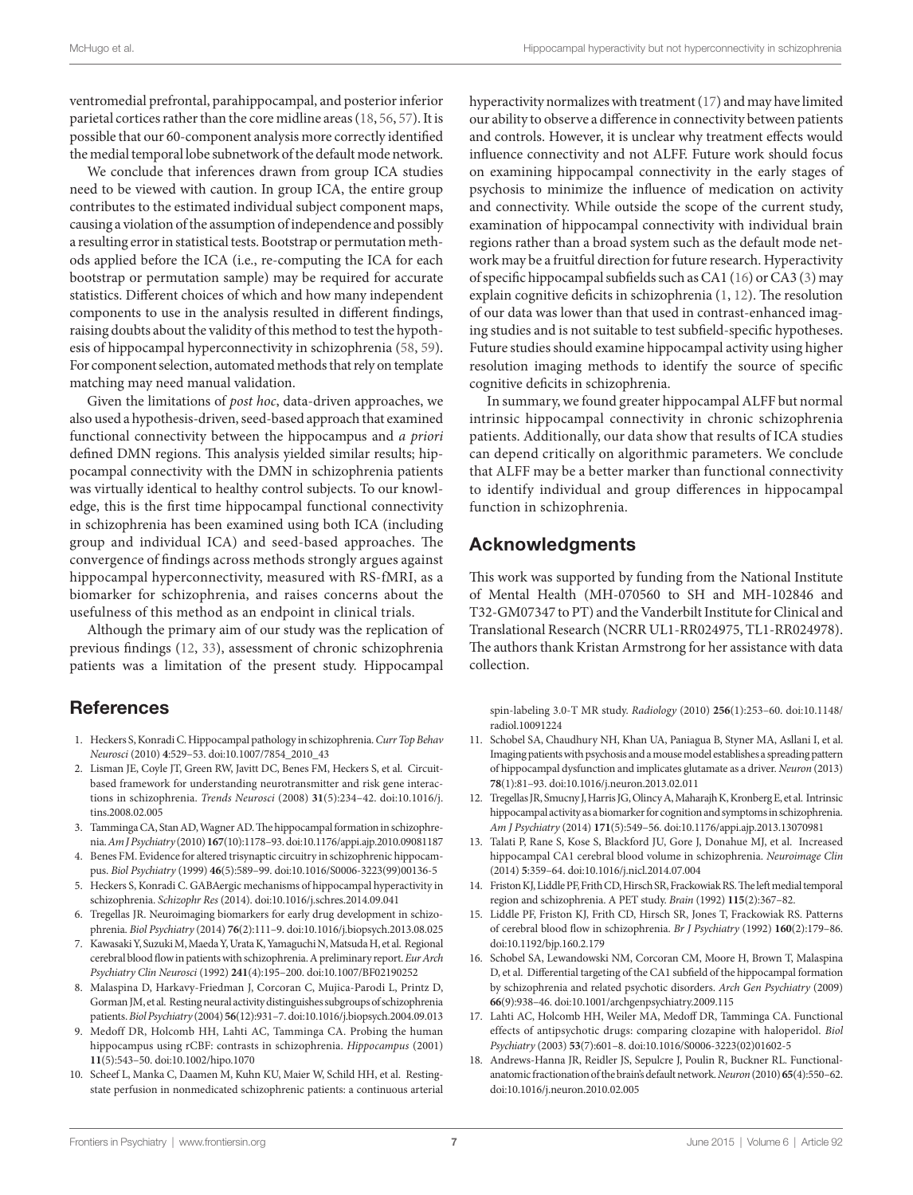ventromedial prefrontal, parahippocampal, and posterior inferior parietal cortices rather than the core midline areas (18, 56, 57). It is possible that our 60-component analysis more correctly identified the medial temporal lobe subnetwork of the default mode network.

We conclude that inferences drawn from group ICA studies need to be viewed with caution. In group ICA, the entire group contributes to the estimated individual subject component maps, causing a violation of the assumption of independence and possibly a resulting error in statistical tests. Bootstrap or permutation methods applied before the ICA (i.e., re-computing the ICA for each bootstrap or permutation sample) may be required for accurate statistics. Different choices of which and how many independent components to use in the analysis resulted in different findings, raising doubts about the validity of this method to test the hypothesis of hippocampal hyperconnectivity in schizophrenia (58, 59). For component selection, automated methods that rely on template matching may need manual validation.

Given the limitations of *post hoc*, data-driven approaches, we also used a hypothesis-driven, seed-based approach that examined functional connectivity between the hippocampus and *a priori* defined DMN regions. This analysis yielded similar results; hippocampal connectivity with the DMN in schizophrenia patients was virtually identical to healthy control subjects. To our knowledge, this is the first time hippocampal functional connectivity in schizophrenia has been examined using both ICA (including group and individual ICA) and seed-based approaches. The convergence of findings across methods strongly argues against hippocampal hyperconnectivity, measured with RS-fMRI, as a biomarker for schizophrenia, and raises concerns about the usefulness of this method as an endpoint in clinical trials.

Although the primary aim of our study was the replication of previous findings (12, 33), assessment of chronic schizophrenia patients was a limitation of the present study. Hippocampal hyperactivity normalizes with treatment (17) and may have limited our ability to observe a difference in connectivity between patients and controls. However, it is unclear why treatment effects would influence connectivity and not ALFF. Future work should focus on examining hippocampal connectivity in the early stages of psychosis to minimize the influence of medication on activity and connectivity. While outside the scope of the current study, examination of hippocampal connectivity with individual brain regions rather than a broad system such as the default mode network may be a fruitful direction for future research. Hyperactivity of specific hippocampal subfields such as CA1 (16) or CA3 (3) may explain cognitive deficits in schizophrenia (1, 12). The resolution of our data was lower than that used in contrast-enhanced imaging studies and is not suitable to test subfield-specific hypotheses. Future studies should examine hippocampal activity using higher resolution imaging methods to identify the source of specific cognitive deficits in schizophrenia.

In summary, we found greater hippocampal ALFF but normal intrinsic hippocampal connectivity in chronic schizophrenia patients. Additionally, our data show that results of ICA studies can depend critically on algorithmic parameters. We conclude that ALFF may be a better marker than functional connectivity to identify individual and group differences in hippocampal function in schizophrenia.

## Acknowledgments

This work was supported by funding from the National Institute of Mental Health (MH-070560 to SH and MH-102846 and T32-GM07347 to PT) and the Vanderbilt Institute for Clinical and Translational Research (NCRR UL1-RR024975, TL1-RR024978). The authors thank Kristan Armstrong for her assistance with data collection.

## References

1. Heckers S, Konradi C. Hippocampal pathology in schizophrenia. *Curr Top Behav Neurosci* (2010) **4**:529–53. doi:10.1007/7854_2010_43
2. Lisman JE, Coyle JT, Green RW, Javitt DC, Benes FM, Heckers S, et al. Circuit-based framework for understanding neurotransmitter and risk gene interactions in schizophrenia. *Trends Neurosci* (2008) **31**(5):234–42. doi:10.1016/j.tins.2008.02.005
3. Tamminga CA, Stan AD, Wagner AD. The hippocampal formation in schizophrenia. *Am J Psychiatry* (2010) **167**(10):1178–93. doi:10.1176/appi.ajp.2010.09081187
4. Benes FM. Evidence for altered trisynaptic circuitry in schizophrenic hippocampus. *Biol Psychiatry* (1999) **46**(5):589–99. doi:10.1016/S0006-3223(99)00136-5
5. Heckers S, Konradi C. GABAergic mechanisms of hippocampal hyperactivity in schizophrenia. *Schizophr Res* (2014). doi:10.1016/j.schres.2014.09.041
6. Tregellas JR. Neuroimaging biomarkers for early drug development in schizophrenia. *Biol Psychiatry* (2014) **76**(2):111–9. doi:10.1016/j.biopsych.2013.08.025
7. Kawasaki Y, Suzuki M, Maeda Y, Urata K, Yamaguchi N, Matsuda H, et al. Regional cerebral blood flow in patients with schizophrenia. A preliminary report. *Eur Arch Psychiatry Clin Neurosci* (1992) **241**(4):195–200. doi:10.1007/BF02190252
8. Malaspina D, Harkavy-Friedman J, Corcoran C, Mujica-Parodi L, Printz D, Gorman JM, et al. Resting neural activity distinguishes subgroups of schizophrenia patients. *Biol Psychiatry* (2004) **56**(12):931–7. doi:10.1016/j.biopsych.2004.09.013
9. Medoff DR, Holcomb HH, Lahti AC, Tamminga CA. Probing the human hippocampus using rCBF: contrasts in schizophrenia. *Hippocampus* (2001) **11**(5):543–50. doi:10.1002/hipo.1070
10. Scheef L, Manka C, Daamen M, Kuhn KU, Maier W, Schild HH, et al. Resting-state perfusion in nonmedicated schizophrenic patients: a continuous arterial spin-labeling 3.0-T MR study. *Radiology* (2010) **256**(1):253–60. doi:10.1148/radiol.10091224
11. Schobel SA, Chaudhury NH, Khan UA, Paniagua B, Styner MA, Asllani I, et al. Imaging patients with psychosis and a mouse model establishes a spreading pattern of hippocampal dysfunction and implicates glutamate as a driver. *Neuron* (2013) **78**(1):81–93. doi:10.1016/j.neuron.2013.02.011
12. Tregellas JR, Smucny J, Harris JG, Olincy A, Maharajh K, Kronberg E, et al. Intrinsic hippocampal activity as a biomarker for cognition and symptoms in schizophrenia. *Am J Psychiatry* (2014) **171**(5):549–56. doi:10.1176/appi.ajp.2013.13070981
13. Talati P, Rane S, Kose S, Blackford JU, Gore J, Donahue MJ, et al. Increased hippocampal CA1 cerebral blood volume in schizophrenia. *Neuroimage Clin* (2014) **5**:359–64. doi:10.1016/j.nicl.2014.07.004
14. Friston KJ, Liddle PF, Frith CD, Hirsch SR, Frackowiak RS. The left medial temporal region and schizophrenia. A PET study. *Brain* (1992) **115**(2):367–82.
15. Liddle PF, Friston KJ, Frith CD, Hirsch SR, Jones T, Frackowiak RS. Patterns of cerebral blood flow in schizophrenia. *Br J Psychiatry* (1992) **160**(2):179–86. doi:10.1192/bjp.160.2.179
16. Schobel SA, Lewandowski NM, Corcoran CM, Moore H, Brown T, Malaspina D, et al. Differential targeting of the CA1 subfield of the hippocampal formation by schizophrenia and related psychotic disorders. *Arch Gen Psychiatry* (2009) **66**(9):938–46. doi:10.1001/archgenpsychiatry.2009.115
17. Lahti AC, Holcomb HH, Weiler MA, Medoff DR, Tamminga CA. Functional effects of antipsychotic drugs: comparing clozapine with haloperidol. *Biol Psychiatry* (2003) **53**(7):601–8. doi:10.1016/S0006-3223(02)01602-5
18. Andrews-Hanna JR, Reidler JS, Sepulcre J, Poulin R, Buckner RL. Functional-anatomic fractionation of the brain's default network. *Neuron* (2010) **65**(4):550–62. doi:10.1016/j.neuron.2010.02.005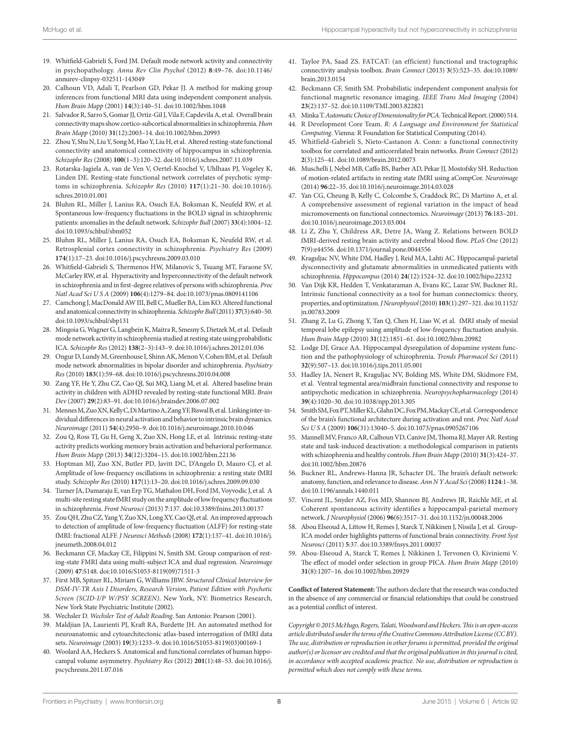19. Whitfield-Gabrieli S, Ford JM. Default mode network activity and connectivity in psychopathology. *Annu Rev Clin Psychol* (2012) **8**:49–76. doi:10.1146/annurev-clinpsy-032511-143049
20. Calhoun VD, Adali T, Pearlson GD, Pekar JJ. A method for making group inferences from functional MRI data using independent component analysis. *Hum Brain Mapp* (2001) **14**(3):140–51. doi:10.1002/hbm.1048
21. Salvador R, Sarro S, Gomar JJ, Ortiz-Gil J, Vila F, Capdevila A, et al. Overall brain connectivity maps show cortico-subcortical abnormalities in schizophrenia. *Hum Brain Mapp* (2010) **31**(12):2003–14. doi:10.1002/hbm.20993
22. Zhou Y, Shu N, Liu Y, Song M, Hao Y, Liu H, et al. Altered resting-state functional connectivity and anatomical connectivity of hippocampus in schizophrenia. *Schizophr Res* (2008) **100**(1–3):120–32. doi:10.1016/j.schres.2007.11.039
23. Rotarska-Jagiela A, van de Ven V, Oertel-Knochel V, Uhlhaas PJ, Vogeley K, Linden DE. Resting-state functional network correlates of psychotic symptoms in schizophrenia. *Schizophr Res* (2010) **117**(1):21–30. doi:10.1016/j.schres.2010.01.001
24. Bluhm RL, Miller J, Lanius RA, Osuch EA, Boksman K, Neufeld RW, et al. Spontaneous low-frequency fluctuations in the BOLD signal in schizophrenic patients: anomalies in the default network. *Schizophr Bull* (2007) **33**(4):1004–12. doi:10.1093/schbul/sbm052
25. Bluhm RL, Miller J, Lanius RA, Osuch EA, Boksman K, Neufeld RW, et al. Retrosplenial cortex connectivity in schizophrenia. *Psychiatry Res* (2009) **174**(1):17–23. doi:10.1016/j.pscychresns.2009.03.010
26. Whitfield-Gabrieli S, Thermenos HW, Milanovic S, Tsuang MT, Faraone SV, McCarley RW, et al. Hyperactivity and hyperconnectivity of the default network in schizophrenia and in first-degree relatives of persons with schizophrenia. *Proc Natl Acad Sci U S A* (2009) **106**(4):1279–84. doi:10.1073/pnas.0809141106
27. Camchong J, MacDonald AW III, Bell C, Mueller BA, Lim KO. Altered functional and anatomical connectivity in schizophrenia. *Schizophr Bull* (2011) **37**(3):640–50. doi:10.1093/schbul/sbp131
28. Mingoia G, Wagner G, Langbein K, Maitra R, Smesny S, Dietzek M, et al. Default mode network activity in schizophrenia studied at resting state using probabilistic ICA. *Schizophr Res* (2012) **138**(2–3):143–9. doi:10.1016/j.schres.2012.01.036
29. Ongur D, Lundy M, Greenhouse I, Shinn AK, Menon V, Cohen BM, et al. Default mode network abnormalities in bipolar disorder and schizophrenia. *Psychiatry Res* (2010) **183**(1):59–68. doi:10.1016/j.pscychresns.2010.04.008
30. Zang YF, He Y, Zhu CZ, Cao QJ, Sui MQ, Liang M, et al. Altered baseline brain activity in children with ADHD revealed by resting-state functional MRI. *Brain Dev* (2007) **29**(2):83–91. doi:10.1016/j.braindev.2006.07.002
31. Mennes M, Zuo XN, Kelly C, Di Martino A, Zang YF, Biswal B, et al. Linking inter-individual differences in neural activation and behavior to intrinsic brain dynamics. *Neuroimage* (2011) **54**(4):2950–9. doi:10.1016/j.neuroimage.2010.10.046
32. Zou Q, Ross TJ, Gu H, Geng X, Zuo XN, Hong LE, et al. Intrinsic resting-state activity predicts working memory brain activation and behavioral performance. *Hum Brain Mapp* (2013) **34**(12):3204–15. doi:10.1002/hbm.22136
33. Hoptman MJ, Zuo XN, Butler PD, Javitt DC, D'Angelo D, Mauro CJ, et al. Amplitude of low-frequency oscillations in schizophrenia: a resting state fMRI study. *Schizophr Res* (2010) **117**(1):13–20. doi:10.1016/j.schres.2009.09.030
34. Turner JA, Damaraju E, van Erp TG, Mathalon DH, Ford JM, Voyvodic J, et al. A multi-site resting state fMRI study on the amplitude of low frequency fluctuations in schizophrenia. *Front Neurosci* (2013) **7**:137. doi:10.3389/fnins.2013.00137
35. Zou QH, Zhu CZ, Yang Y, Zuo XN, Long XY, Cao QJ, et al. An improved approach to detection of amplitude of low-frequency fluctuation (ALFF) for resting-state fMRI: fractional ALFF. *J Neurosci Methods* (2008) **172**(1):137–41. doi:10.1016/j.jneumeth.2008.04.012
36. Beckmann CF, Mackay CE, Filippini N, Smith SM. Group comparison of resting-state FMRI data using multi-subject ICA and dual regression. *Neuroimage* (2009) **47**:S148. doi:10.1016/S1053-8119(09)71511-3
37. First MB, Spitzer RL, Miriam G, Williams JBW. *Structured Clinical Interview for DSM-IV-TR Axis I Disorders, Research Version, Patient Edition with Psychotic Screen (SCID-I/P W/PSY SCREEN)*. New York, NY: Biometrics Research, New York State Psychiatric Institute (2002).
38. Wechsler D. *Wechsler Test of Adult Reading*. San Antonio: Pearson (2001).
39. Maldjian JA, Laurienti PJ, Kraft RA, Burdette JH. An automated method for neuroanatomic and cytoarchitectonic atlas-based interrogation of fMRI data sets. *Neuroimage* (2003) **19**(3):1233–9. doi:10.1016/S1053-8119(03)00169-1
40. Woolard AA, Heckers S. Anatomical and functional correlates of human hippocampal volume asymmetry. *Psychiatry Res* (2012) **201**(1):48–53. doi:10.1016/j.pscychresns.2011.07.016
41. Taylor PA, Saad ZS. FATCAT: (an efficient) functional and tractographic connectivity analysis toolbox. *Brain Connect* (2013) **3**(5):523–35. doi:10.1089/brain.2013.0154
42. Beckmann CF, Smith SM. Probabilistic independent component analysis for functional magnetic resonance imaging. *IEEE Trans Med Imaging* (2004) **23**(2):137–52. doi:10.1109/TMI.2003.822821
43. Minka T. *Automatic Choice of Dimensionality for PCA*. Technical Report. (2000) 514.
44. R Development Core Team. *R: A Language and Environment for Statistical Computing*. Vienna: R Foundation for Statistical Computing (2014).
45. Whitfield-Gabrieli S, Nieto-Castanon A. Conn: a functional connectivity toolbox for correlated and anticorrelated brain networks. *Brain Connect* (2012) **2**(3):125–41. doi:10.1089/brain.2012.0073
46. Muschelli J, Nebel MB, Caffo BS, Barber AD, Pekar JJ, Mostofsky SH. Reduction of motion-related artifacts in resting state fMRI using aCompCor. *Neuroimage* (2014) **96**:22–35. doi:10.1016/j.neuroimage.2014.03.028
47. Yan CG, Cheung B, Kelly C, Colcombe S, Craddock RC, Di Martino A, et al. A comprehensive assessment of regional variation in the impact of head micromovements on functional connectomics. *Neuroimage* (2013) **76**:183–201. doi:10.1016/j.neuroimage.2013.03.004
48. Li Z, Zhu Y, Childress AR, Detre JA, Wang Z. Relations between BOLD fMRI-derived resting brain activity and cerebral blood flow. *PLoS One* (2012) **7**(9):e44556. doi:10.1371/journal.pone.0044556
49. Kraguljac NV, White DM, Hadley J, Reid MA, Lahti AC. Hippocampal-parietal dysconnectivity and glutamate abnormalities in unmedicated patients with schizophrenia. *Hippocampus* (2014) **24**(12):1524–32. doi:10.1002/hipo.22332
50. Van Dijk KR, Hedden T, Venkataraman A, Evans KC, Lazar SW, Buckner RL. Intrinsic functional connectivity as a tool for human connectomics: theory, properties, and optimization. *J Neurophysiol* (2010) **103**(1):297–321. doi:10.1152/jn.00783.2009
51. Zhang Z, Lu G, Zhong Y, Tan Q, Chen H, Liao W, et al. fMRI study of mesial temporal lobe epilepsy using amplitude of low-frequency fluctuation analysis. *Hum Brain Mapp* (2010) **31**(12):1851–61. doi:10.1002/hbm.20982
52. Lodge DJ, Grace AA. Hippocampal dysregulation of dopamine system function and the pathophysiology of schizophrenia. *Trends Pharmacol Sci* (2011) **32**(9):507–13. doi:10.1016/j.tips.2011.05.001
53. Hadley JA, Nenert R, Kraguljac NV, Bolding MS, White DM, Skidmore FM, et al. Ventral tegmental area/midbrain functional connectivity and response to antipsychotic medication in schizophrenia. *Neuropsychopharmacology* (2014) **39**(4):1020–30. doi:10.1038/npp.2013.305
54. Smith SM, Fox PT, Miller KL, Glahn DC, Fox PM, Mackay CE, et al. Correspondence of the brain's functional architecture during activation and rest. *Proc Natl Acad Sci U S A* (2009) **106**(31):13040–5. doi:10.1073/pnas.0905267106
55. Mannell MV, Franco AR, Calhoun VD, Canive JM, Thoma RJ, Mayer AR. Resting state and task-induced deactivation: a methodological comparison in patients with schizophrenia and healthy controls. *Hum Brain Mapp* (2010) **31**(3):424–37. doi:10.1002/hbm.20876
56. Buckner RL, Andrews-Hanna JR, Schacter DL. The brain's default network: anatomy, function, and relevance to disease. *Ann N Y Acad Sci* (2008) **1124**:1–38. doi:10.1196/annals.1440.011
57. Vincent JL, Snyder AZ, Fox MD, Shannon BJ, Andrews JR, Raichle ME, et al. Coherent spontaneous activity identifies a hippocampal-parietal memory network. *J Neurophysiol* (2006) **96**(6):3517–31. doi:10.1152/jn.00048.2006
58. Abou Elseoud A, Littow H, Remes J, Starck T, Nikkinen J, Nissila J, et al. Group-ICA model order highlights patterns of functional brain connectivity. *Front Syst Neurosci* (2011) **5**:37. doi:10.3389/fnsys.2011.00037
59. Abou-Elseoud A, Starck T, Remes J, Nikkinen J, Tervonen O, Kiviniemi V. The effect of model order selection in group PICA. *Hum Brain Mapp* (2010) **31**(8):1207–16. doi:10.1002/hbm.20929

**Conflict of Interest Statement:** The authors declare that the research was conducted in the absence of any commercial or financial relationships that could be construed as a potential conflict of interest.

*Copyright © 2015 McHugo, Rogers, Talati, Woodward and Heckers. This is an open-access article distributed under the terms of the Creative Commons Attribution License (CC BY). The use, distribution or reproduction in other forums is permitted, provided the original author(s) or licensor are credited and that the original publication in this journal is cited, in accordance with accepted academic practice. No use, distribution or reproduction is permitted which does not comply with these terms.*